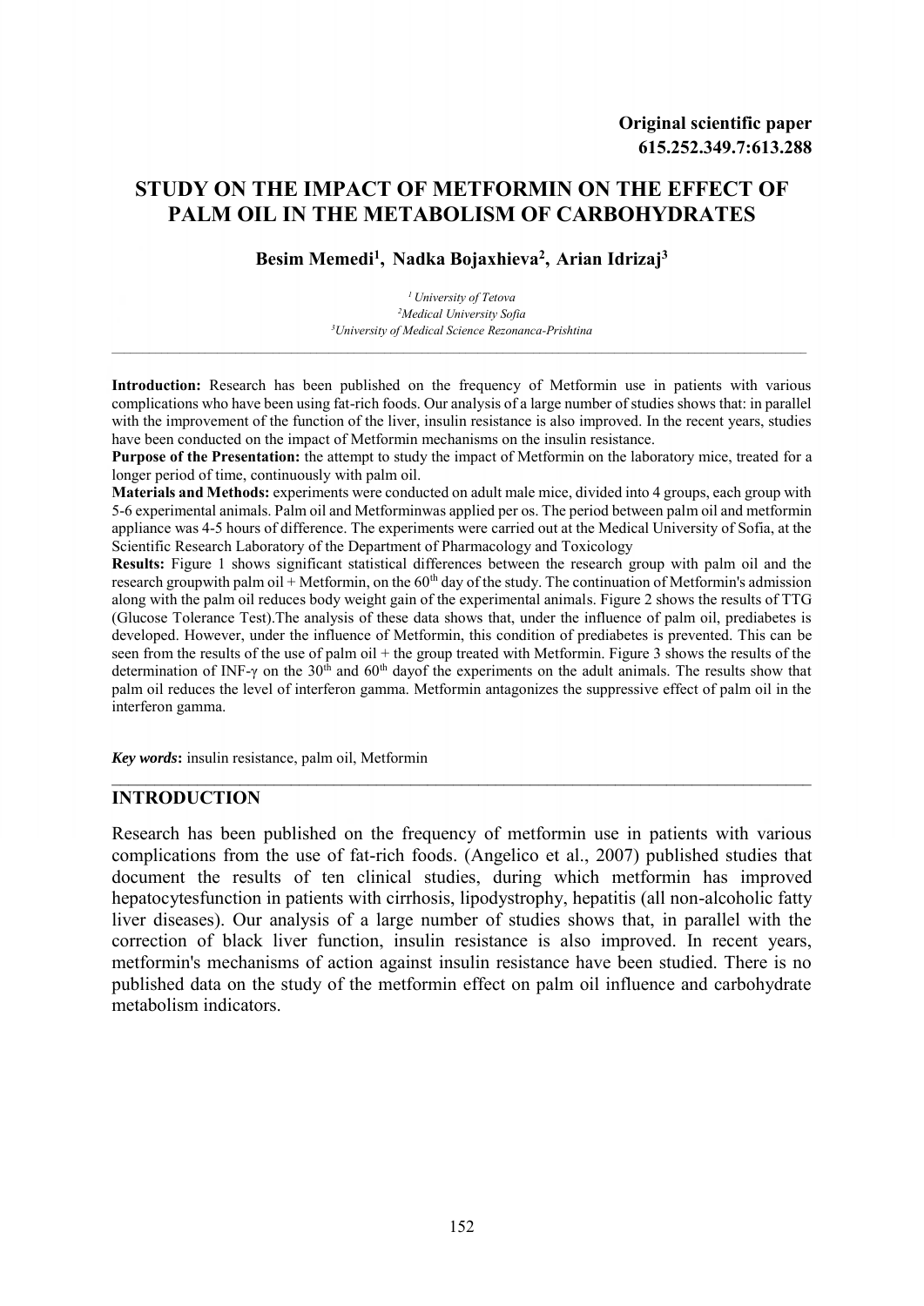**Original scientific paper**
**615.252.349.7:613.288**

# STUDY ON THE IMPACT OF METFORMIN ON THE EFFECT OF PALM OIL IN THE METABOLISM OF CARBOHYDRATES

**Besim Memedi[1], Nadka Bojaxhieva[2], Arian Idrizaj[3]**

*[1] University of Tetova*
*[2]Medical University Sofia*
*[3]University of Medical Science Rezonanca-Prishtina*

---

**Introduction:** Research has been published on the frequency of Metformin use in patients with various complications who have been using fat-rich foods. Our analysis of a large number of studies shows that: in parallel with the improvement of the function of the liver, insulin resistance is also improved. In the recent years, studies have been conducted on the impact of Metformin mechanisms on the insulin resistance.

**Purpose of the Presentation:** the attempt to study the impact of Metformin on the laboratory mice, treated for a longer period of time, continuously with palm oil.

**Materials and Methods:** experiments were conducted on adult male mice, divided into 4 groups, each group with 5-6 experimental animals. Palm oil and Metforminwas applied per os. The period between palm oil and metformin appliance was 4-5 hours of difference. The experiments were carried out at the Medical University of Sofia, at the Scientific Research Laboratory of the Department of Pharmacology and Toxicology

**Results:** Figure 1 shows significant statistical differences between the research group with palm oil and the research groupwith palm oil + Metformin, on the 60$^{th}$ day of the study. The continuation of Metformin's admission along with the palm oil reduces body weight gain of the experimental animals. Figure 2 shows the results of TTG (Glucose Tolerance Test).The analysis of these data shows that, under the influence of palm oil, prediabetes is developed. However, under the influence of Metformin, this condition of prediabetes is prevented. This can be seen from the results of the use of palm oil + the group treated with Metformin. Figure 3 shows the results of the determination of INF-γ on the 30$^{th}$ and 60$^{th}$ dayof the experiments on the adult animals. The results show that palm oil reduces the level of interferon gamma. Metformin antagonizes the suppressive effect of palm oil in the interferon gamma.

***Key words*:** insulin resistance, palm oil, Metformin

---

## INTRODUCTION

Research has been published on the frequency of metformin use in patients with various complications from the use of fat-rich foods. (Angelico et al., 2007) published studies that document the results of ten clinical studies, during which metformin has improved hepatocytesfunction in patients with cirrhosis, lipodystrophy, hepatitis (all non-alcoholic fatty liver diseases). Our analysis of a large number of studies shows that, in parallel with the correction of black liver function, insulin resistance is also improved. In recent years, metformin's mechanisms of action against insulin resistance have been studied. There is no published data on the study of the metformin effect on palm oil influence and carbohydrate metabolism indicators.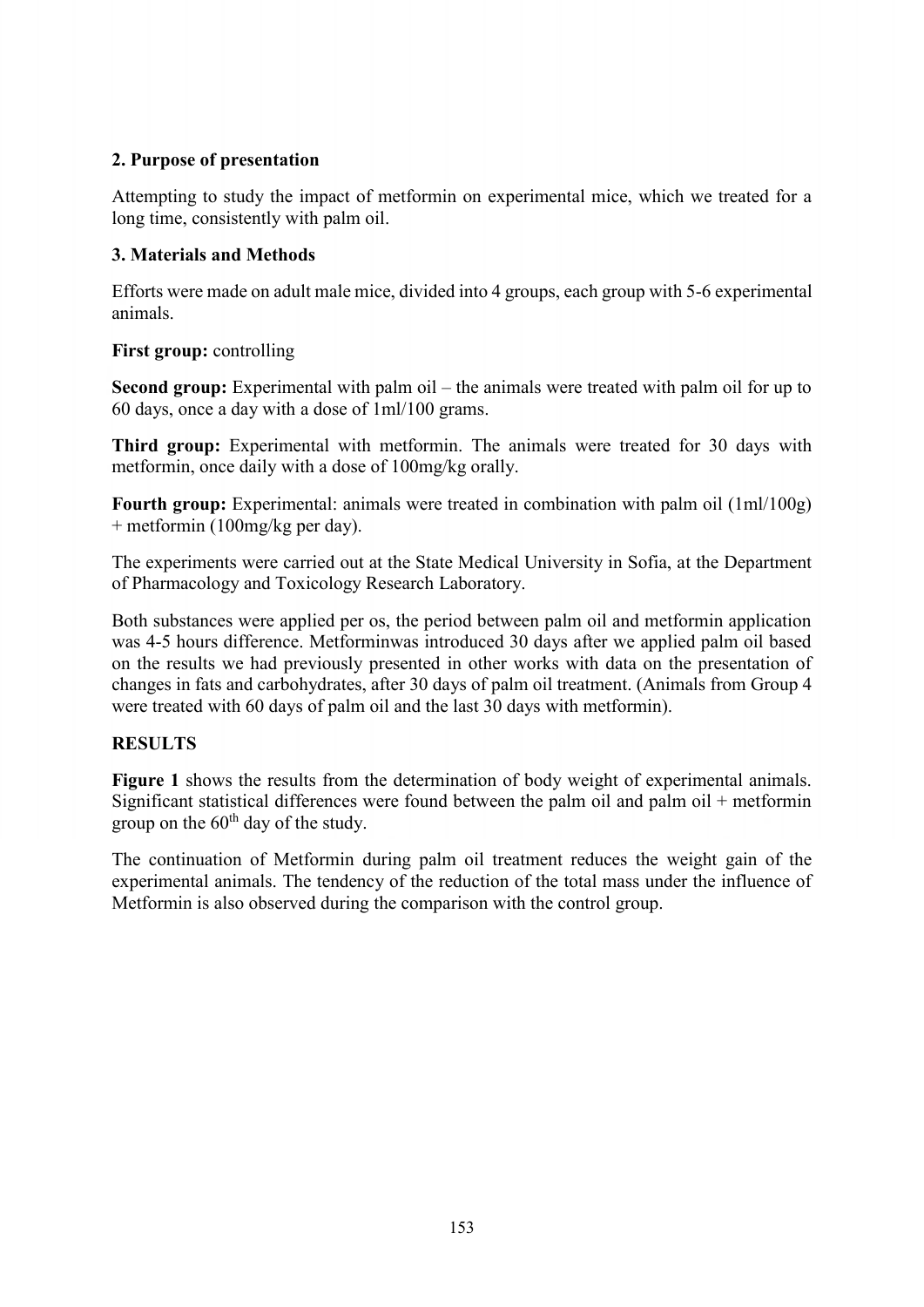## 2. Purpose of presentation

Attempting to study the impact of metformin on experimental mice, which we treated for a long time, consistently with palm oil.

## 3. Materials and Methods

Efforts were made on adult male mice, divided into 4 groups, each group with 5-6 experimental animals.

**First group:** controlling

**Second group:** Experimental with palm oil – the animals were treated with palm oil for up to 60 days, once a day with a dose of 1ml/100 grams.

**Third group:** Experimental with metformin. The animals were treated for 30 days with metformin, once daily with a dose of 100mg/kg orally.

**Fourth group:** Experimental: animals were treated in combination with palm oil (1ml/100g) + metformin (100mg/kg per day).

The experiments were carried out at the State Medical University in Sofia, at the Department of Pharmacology and Toxicology Research Laboratory.

Both substances were applied per os, the period between palm oil and metformin application was 4-5 hours difference. Metforminwas introduced 30 days after we applied palm oil based on the results we had previously presented in other works with data on the presentation of changes in fats and carbohydrates, after 30 days of palm oil treatment. (Animals from Group 4 were treated with 60 days of palm oil and the last 30 days with metformin).

## RESULTS

**Figure 1** shows the results from the determination of body weight of experimental animals. Significant statistical differences were found between the palm oil and palm oil + metformin group on the 60th day of the study.

The continuation of Metformin during palm oil treatment reduces the weight gain of the experimental animals. The tendency of the reduction of the total mass under the influence of Metformin is also observed during the comparison with the control group.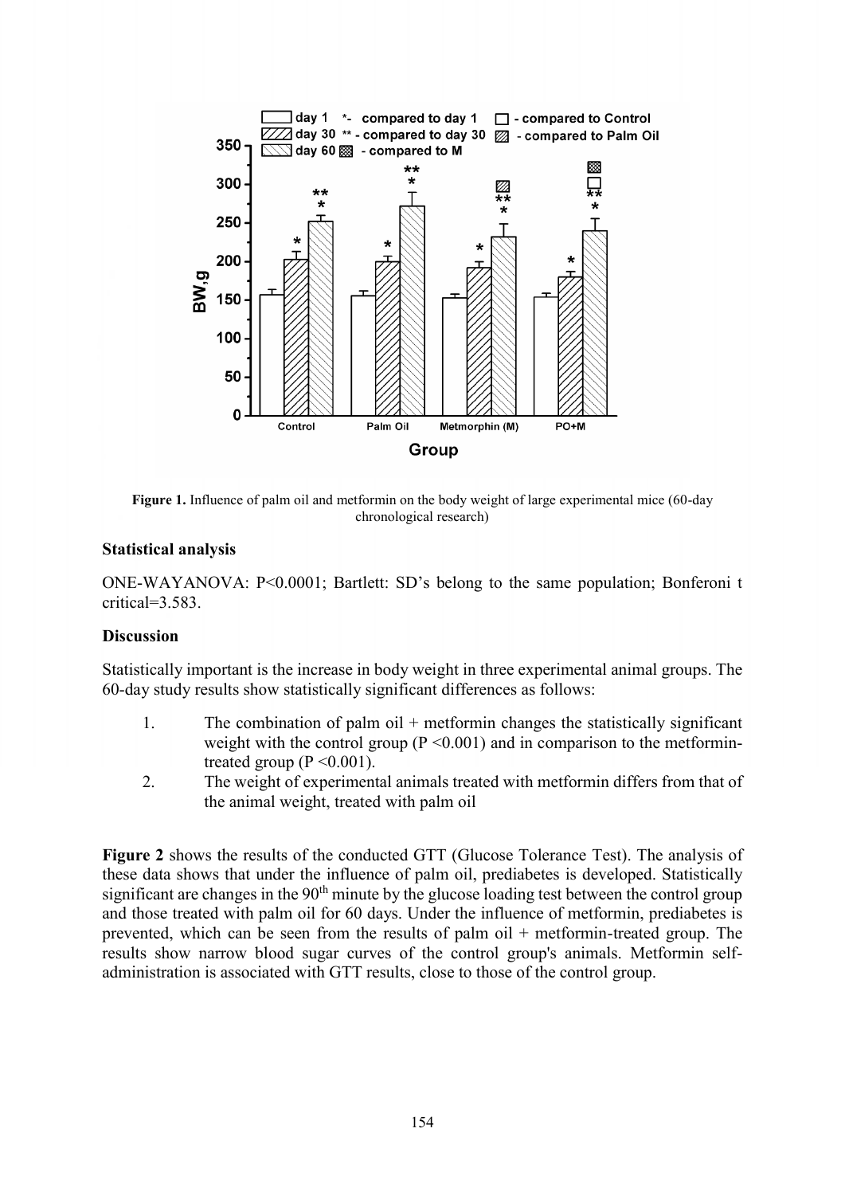**Figure 1.** Influence of palm oil and metformin on the body weight of large experimental mice (60-day chronological research)

**Statistical analysis**

ONE-WAYANOVA: P<0.0001; Bartlett: SD's belong to the same population; Bonferoni t critical=3.583.

**Discussion**

Statistically important is the increase in body weight in three experimental animal groups. The 60-day study results show statistically significant differences as follows:

1. The combination of palm oil + metformin changes the statistically significant weight with the control group (P <0.001) and in comparison to the metformin-treated group (P <0.001).
2. The weight of experimental animals treated with metformin differs from that of the animal weight, treated with palm oil

**Figure 2** shows the results of the conducted GTT (Glucose Tolerance Test). The analysis of these data shows that under the influence of palm oil, prediabetes is developed. Statistically significant are changes in the 90$^{th}$ minute by the glucose loading test between the control group and those treated with palm oil for 60 days. Under the influence of metformin, prediabetes is prevented, which can be seen from the results of palm oil + metformin-treated group. The results show narrow blood sugar curves of the control group's animals. Metformin self-administration is associated with GTT results, close to those of the control group.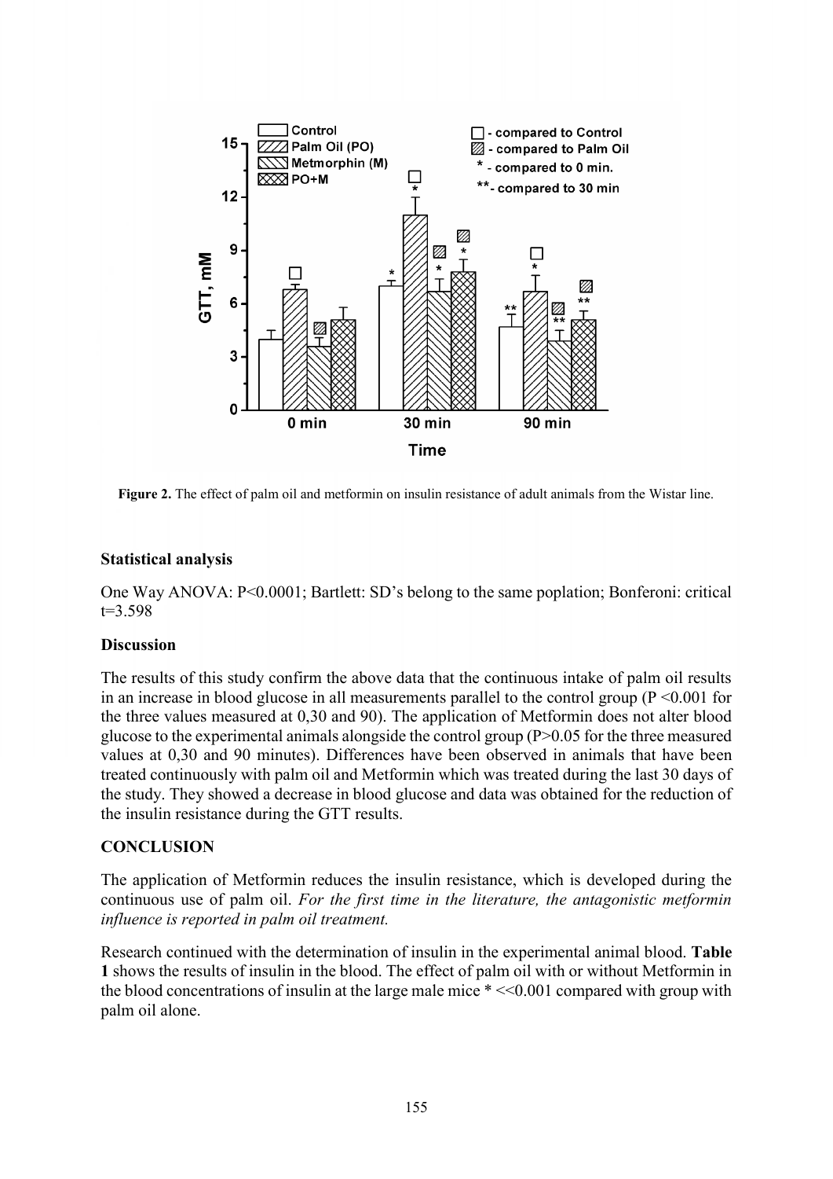**Figure 2.** The effect of palm oil and metformin on insulin resistance of adult animals from the Wistar line.

### Statistical analysis

One Way ANOVA: P<0.0001; Bartlett: SD's belong to the same poplation; Bonferoni: critical t=3.598

### Discussion

The results of this study confirm the above data that the continuous intake of palm oil results in an increase in blood glucose in all measurements parallel to the control group (P <0.001 for the three values measured at 0,30 and 90). The application of Metformin does not alter blood glucose to the experimental animals alongside the control group (P>0.05 for the three measured values at 0,30 and 90 minutes). Differences have been observed in animals that have been treated continuously with palm oil and Metformin which was treated during the last 30 days of the study. They showed a decrease in blood glucose and data was obtained for the reduction of the insulin resistance during the GTT results.

### CONCLUSION

The application of Metformin reduces the insulin resistance, which is developed during the continuous use of palm oil. *For the first time in the literature, the antagonistic metformin influence is reported in palm oil treatment.*

Research continued with the determination of insulin in the experimental animal blood. **Table 1** shows the results of insulin in the blood. The effect of palm oil with or without Metformin in the blood concentrations of insulin at the large male mice * <<0.001 compared with group with palm oil alone.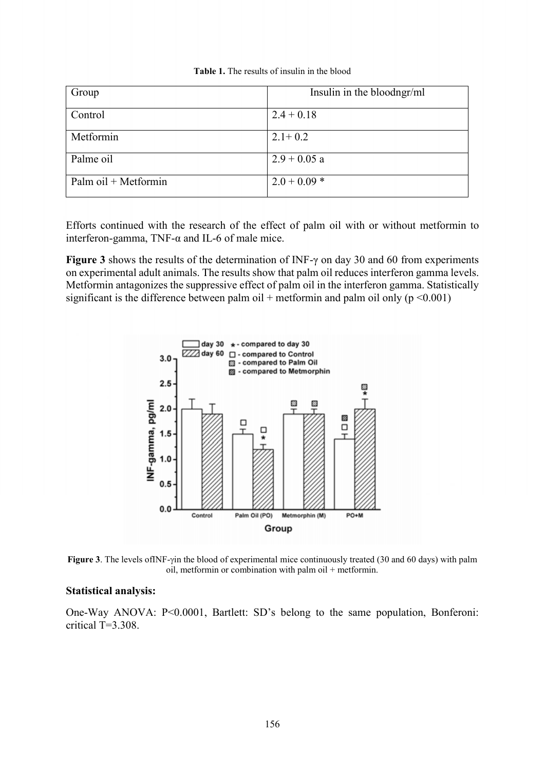**Table 1.** The results of insulin in the blood

| Group | Insulin in the bloodngr/ml |
|---|---|
| Control | 2.4 + 0.18 |
| Metformin | 2.1+ 0.2 |
| Palme oil | 2.9 + 0.05 a |
| Palm oil + Metformin | 2.0 + 0.09 * |

Efforts continued with the research of the effect of palm oil with or without metformin to interferon-gamma, TNF-α and IL-6 of male mice.

**Figure 3** shows the results of the determination of INF-γ on day 30 and 60 from experiments on experimental adult animals. The results show that palm oil reduces interferon gamma levels. Metformin antagonizes the suppressive effect of palm oil in the interferon gamma. Statistically significant is the difference between palm oil + metformin and palm oil only ($p < 0.001$)

**Figure 3**. The levels ofINF-γin the blood of experimental mice continuously treated (30 and 60 days) with palm oil, metformin or combination with palm oil + metformin.

**Statistical analysis:**

One-Way ANOVA: P<0.0001, Bartlett: SD's belong to the same population, Bonferoni: critical T=3.308.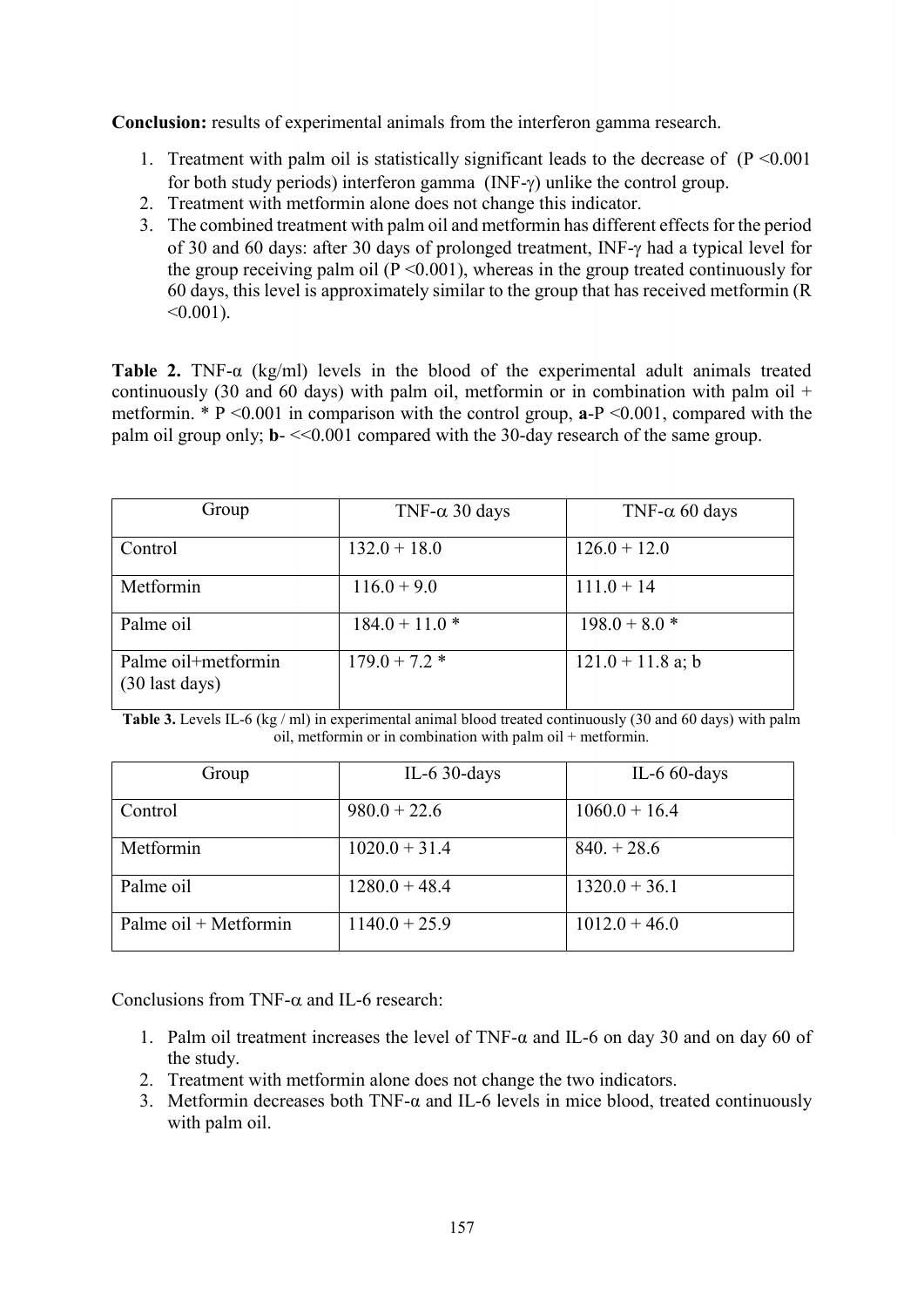**Conclusion:** results of experimental animals from the interferon gamma research.

1. Treatment with palm oil is statistically significant leads to the decrease of ($P < 0.001$ for both study periods) interferon gamma (INF-γ) unlike the control group.
2. Treatment with metformin alone does not change this indicator.
3. The combined treatment with palm oil and metformin has different effects for the period of 30 and 60 days: after 30 days of prolonged treatment, INF-γ had a typical level for the group receiving palm oil ($P < 0.001$), whereas in the group treated continuously for 60 days, this level is approximately similar to the group that has received metformin (R <0.001).

**Table 2.** TNF-α (kg/ml) levels in the blood of the experimental adult animals treated continuously (30 and 60 days) with palm oil, metformin or in combination with palm oil + metformin. * $P < 0.001$ in comparison with the control group, **a**-$P < 0.001$, compared with the palm oil group only; **b**- <<0.001 compared with the 30-day research of the same group.

| Group | TNF-α 30 days | TNF-α 60 days |
|---|---|---|
| Control | 132.0 + 18.0 | 126.0 + 12.0 |
| Metformin | 116.0 + 9.0 | 111.0 + 14 |
| Palme oil | 184.0 + 11.0 * | 198.0 + 8.0 * |
| Palme oil+metformin (30 last days) | 179.0 + 7.2 * | 121.0 + 11.8 a; b |

**Table 3.** Levels IL-6 (kg / ml) in experimental animal blood treated continuously (30 and 60 days) with palm oil, metformin or in combination with palm oil + metformin.

| Group | IL-6 30-days | IL-6 60-days |
|---|---|---|
| Control | 980.0 + 22.6 | 1060.0 + 16.4 |
| Metformin | 1020.0 + 31.4 | 840. + 28.6 |
| Palme oil | 1280.0 + 48.4 | 1320.0 + 36.1 |
| Palme oil + Metformin | 1140.0 + 25.9 | 1012.0 + 46.0 |

Conclusions from TNF-α and IL-6 research:

1. Palm oil treatment increases the level of TNF-α and IL-6 on day 30 and on day 60 of the study.
2. Treatment with metformin alone does not change the two indicators.
3. Metformin decreases both TNF-α and IL-6 levels in mice blood, treated continuously with palm oil.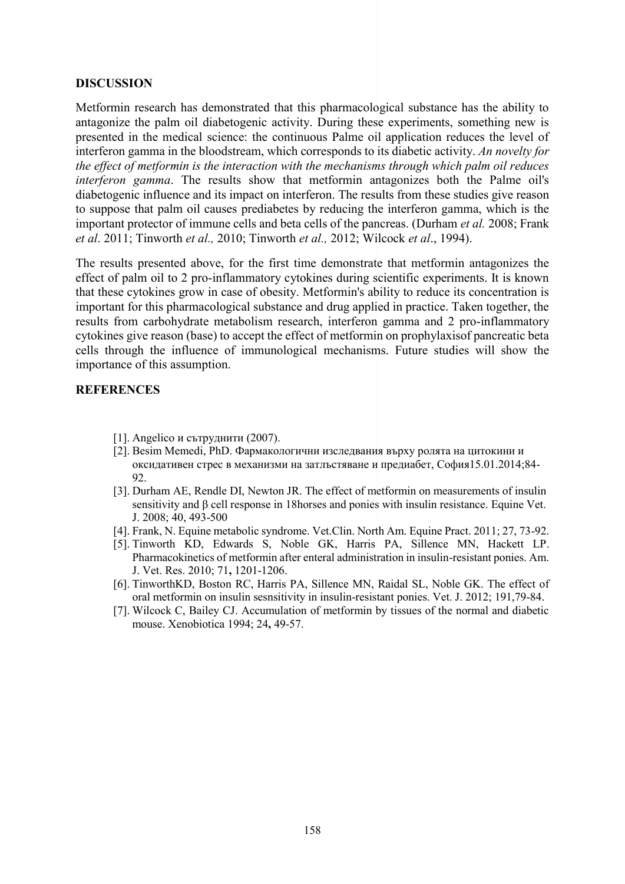## DISCUSSION

Metformin research has demonstrated that this pharmacological substance has the ability to antagonize the palm oil diabetogenic activity. During these experiments, something new is presented in the medical science: the continuous Palme oil application reduces the level of interferon gamma in the bloodstream, which corresponds to its diabetic activity. *An novelty for the effect of metformin is the interaction with the mechanisms through which palm oil reduces interferon gamma*. The results show that metformin antagonizes both the Palme oil's diabetogenic influence and its impact on interferon. The results from these studies give reason to suppose that palm oil causes prediabetes by reducing the interferon gamma, which is the important protector of immune cells and beta cells of the pancreas. (Durham *et al.* 2008; Frank *et al*. 2011; Tinworth *et al.,* 2010; Tinworth *et al.,* 2012; Wilcock *et al*., 1994).

The results presented above, for the first time demonstrate that metformin antagonizes the effect of palm oil to 2 pro-inflammatory cytokines during scientific experiments. It is known that these cytokines grow in case of obesity. Metformin's ability to reduce its concentration is important for this pharmacological substance and drug applied in practice. Taken together, the results from carbohydrate metabolism research, interferon gamma and 2 pro-inflammatory cytokines give reason (base) to accept the effect of metformin on prophylaxisof pancreatic beta cells through the influence of immunological mechanisms. Future studies will show the importance of this assumption.

## REFERENCES

[1]. Angelico и сътруднити (2007).

[2]. Besim Memedi, PhD. Фармакологични изследвания върху ролята на цитокини и оксидативен стрес в механизми на затлъстяване и предиабет, София15.01.2014;84-92.

[3]. Durham AE, Rendle DI, Newton JR. The effect of metformin on measurements of insulin sensitivity and β cell response in 18horses and ponies with insulin resistance. Equine Vet. J. 2008; 40, 493-500

[4]. Frank, N. Equine metabolic syndrome. Vet.Clin. North Am. Equine Pract. 2011; 27, 73-92.

[5]. Tinworth KD, Edwards S, Noble GK, Harris PA, Sillence MN, Hackett LP. Pharmacokinetics of metformin after enteral administration in insulin-resistant ponies. Am. J. Vet. Res. 2010; 71**,** 1201-1206.

[6]. TinworthKD, Boston RC, Harris PA, Sillence MN, Raidal SL, Noble GK. The effect of oral metformin on insulin sesnsitivity in insulin-resistant ponies. Vet. J. 2012; 191,79-84.

[7]. Wilcock C, Bailey CJ. Accumulation of metformin by tissues of the normal and diabetic mouse. Xenobiotica 1994; 24**,** 49-57.